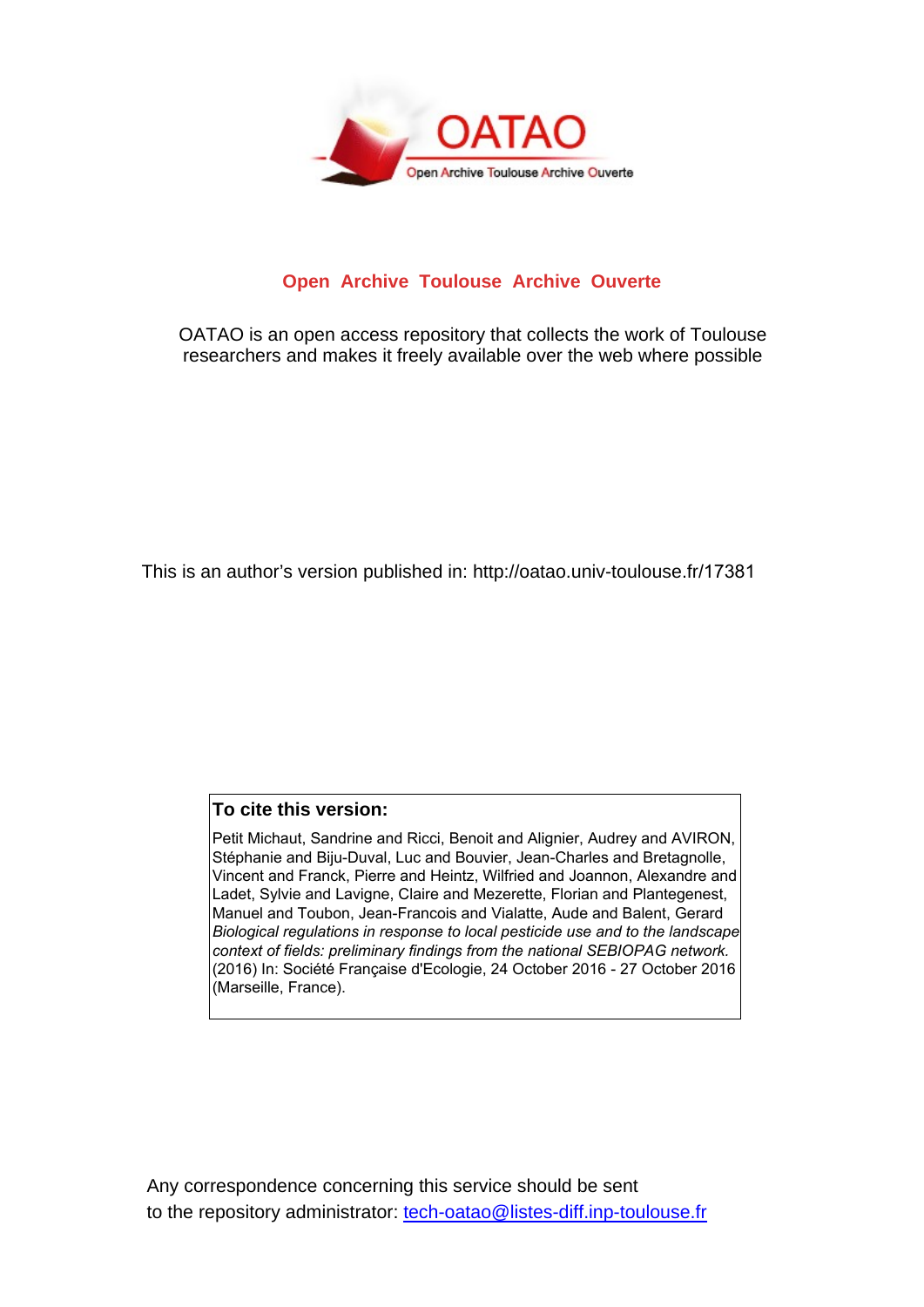OATAO

Open Archive Toulouse Archive Ouverte

**Open Archive Toulouse Archive Ouverte**

OATAO is an open access repository that collects the work of Toulouse researchers and makes it freely available over the web where possible

This is an author's version published in: http://oatao.univ-toulouse.fr/17381

**To cite this version:**

Petit Michaut, Sandrine and Ricci, Benoit and Alignier, Audrey and AVIRON, Stéphanie and Biju-Duval, Luc and Bouvier, Jean-Charles and Bretagnolle, Vincent and Franck, Pierre and Heintz, Wilfried and Joannon, Alexandre and Ladet, Sylvie and Lavigne, Claire and Mezerette, Florian and Plantegenest, Manuel and Toubon, Jean-Francois and Vialatte, Aude and Balent, Gerard *Biological regulations in response to local pesticide use and to the landscape context of fields: preliminary findings from the national SEBIOPAG network.* (2016) In: Société Française d'Ecologie, 24 October 2016 - 27 October 2016 (Marseille, France).

Any correspondence concerning this service should be sent to the repository administrator: tech-oatao@listes-diff.inp-toulouse.fr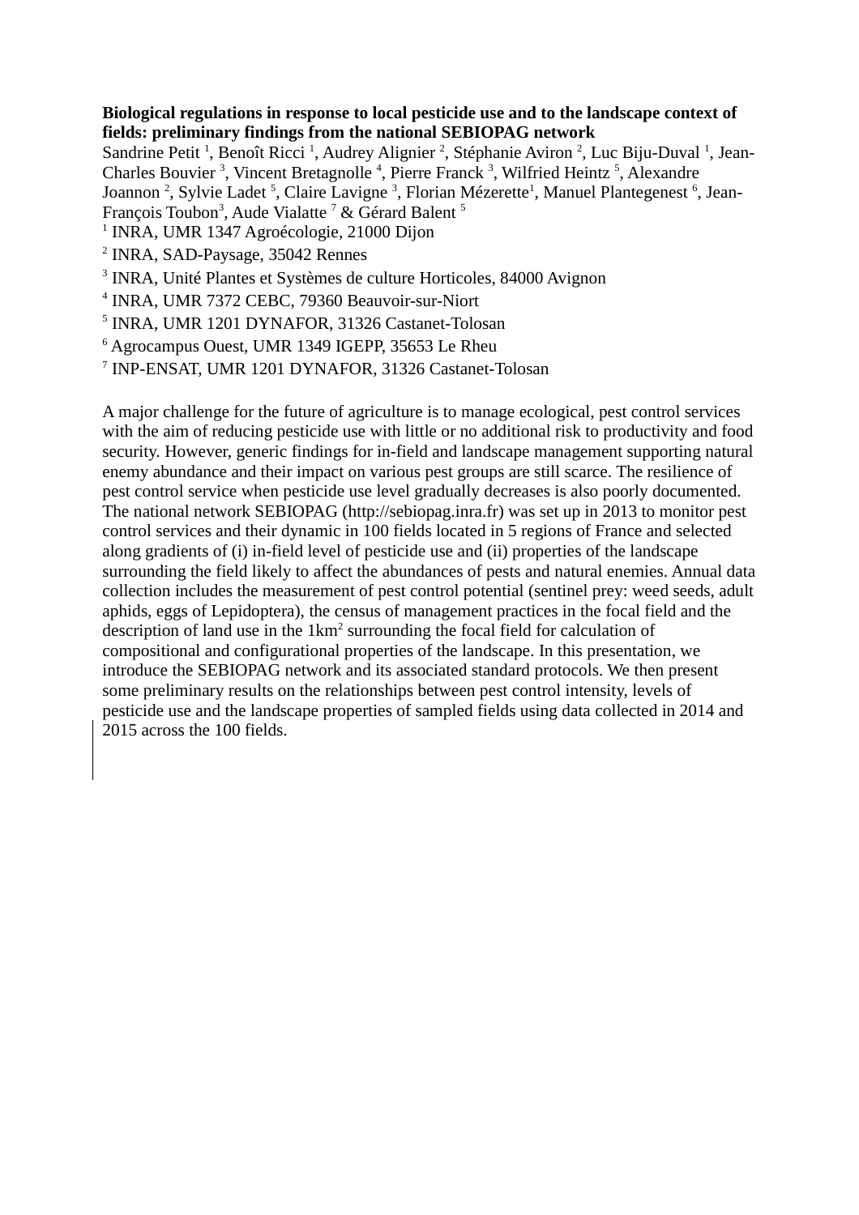**Biological regulations in response to local pesticide use and to the landscape context of fields: preliminary findings from the national SEBIOPAG network**

Sandrine Petit [1], Benoît Ricci [1], Audrey Alignier [2], Stéphanie Aviron [2], Luc Biju-Duval [1], Jean-Charles Bouvier [3], Vincent Bretagnolle [4], Pierre Franck [3], Wilfried Heintz [5], Alexandre Joannon [2], Sylvie Ladet [5], Claire Lavigne [3], Florian Mézerette[1], Manuel Plantegenest [6], Jean-François Toubon[3], Aude Vialatte [7] & Gérard Balent [5]

[1] INRA, UMR 1347 Agroécologie, 21000 Dijon

[2] INRA, SAD-Paysage, 35042 Rennes

[3] INRA, Unité Plantes et Systèmes de culture Horticoles, 84000 Avignon

[4] INRA, UMR 7372 CEBC, 79360 Beauvoir-sur-Niort

[5] INRA, UMR 1201 DYNAFOR, 31326 Castanet-Tolosan

[6] Agrocampus Ouest, UMR 1349 IGEPP, 35653 Le Rheu

[7] INP-ENSAT, UMR 1201 DYNAFOR, 31326 Castanet-Tolosan

A major challenge for the future of agriculture is to manage ecological, pest control services with the aim of reducing pesticide use with little or no additional risk to productivity and food security. However, generic findings for in-field and landscape management supporting natural enemy abundance and their impact on various pest groups are still scarce. The resilience of pest control service when pesticide use level gradually decreases is also poorly documented. The national network SEBIOPAG (http://sebiopag.inra.fr) was set up in 2013 to monitor pest control services and their dynamic in 100 fields located in 5 regions of France and selected along gradients of (i) in-field level of pesticide use and (ii) properties of the landscape surrounding the field likely to affect the abundances of pests and natural enemies. Annual data collection includes the measurement of pest control potential (sentinel prey: weed seeds, adult aphids, eggs of Lepidoptera), the census of management practices in the focal field and the description of land use in the 1km$^2$ surrounding the focal field for calculation of compositional and configurational properties of the landscape. In this presentation, we introduce the SEBIOPAG network and its associated standard protocols. We then present some preliminary results on the relationships between pest control intensity, levels of pesticide use and the landscape properties of sampled fields using data collected in 2014 and 2015 across the 100 fields.